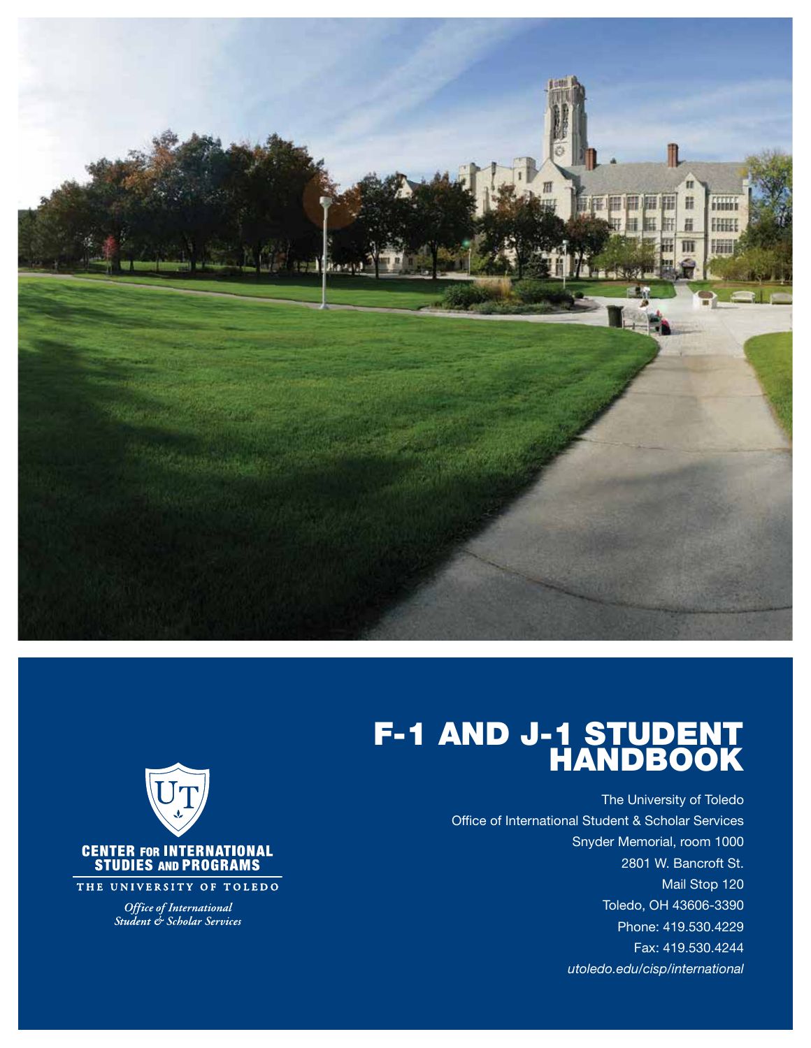# F-1 AND J-1 STUDENT HANDBOOK

The University of Toledo
Office of International Student & Scholar Services
Snyder Memorial, room 1000
2801 W. Bancroft St.
Mail Stop 120
Toledo, OH 43606-3390
Phone: 419.530.4229
Fax: 419.530.4244
*utoledo.edu/cisp/international*

**CENTER FOR INTERNATIONAL STUDIES AND PROGRAMS**

THE UNIVERSITY OF TOLEDO

*Office of International Student & Scholar Services*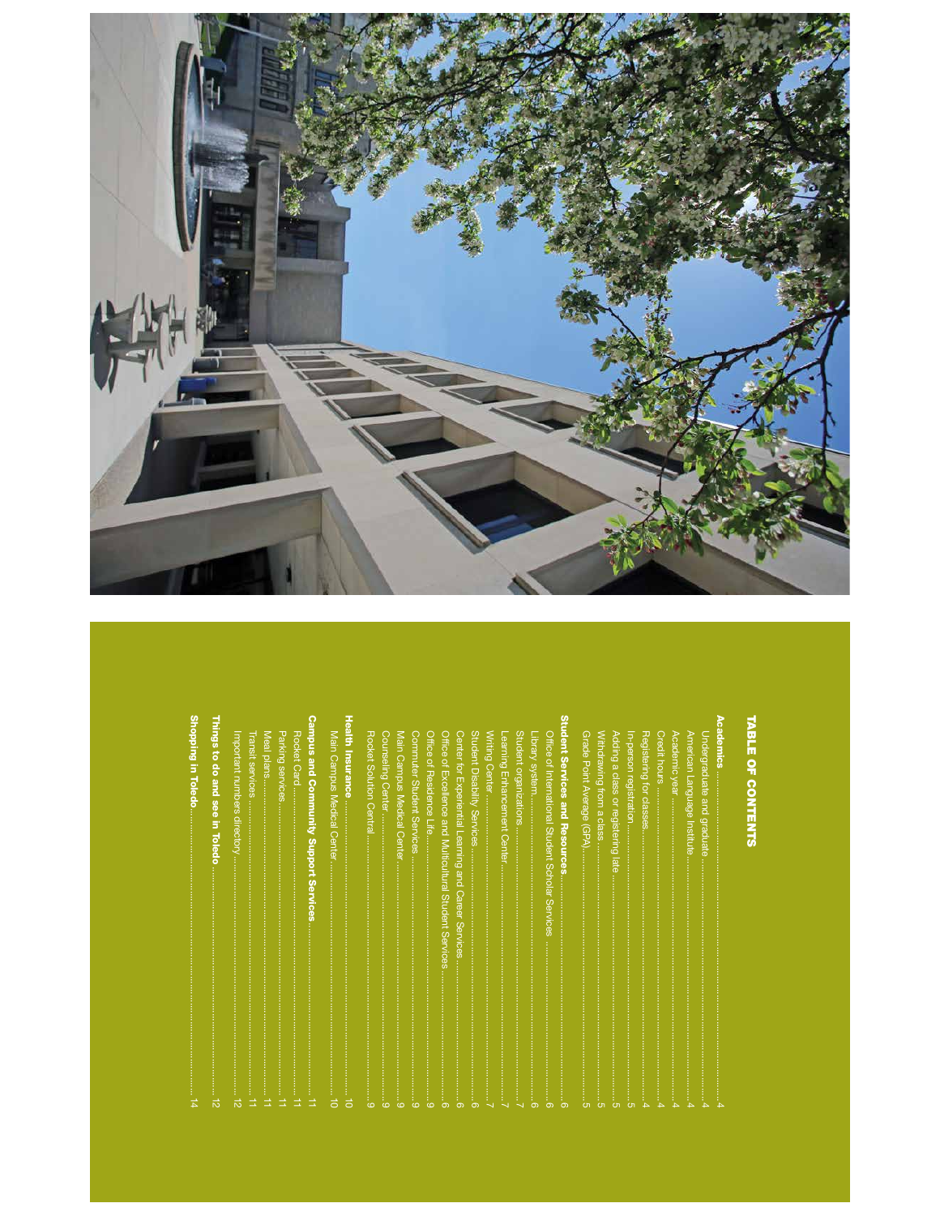# TABLE OF CONTENTS

**Academics** ............................................................ 4
- Undergraduate and graduate ............................................ 4
- American Language Institute ........................................... 4
- Academic year ......................................................... 4
- Credit hours .......................................................... 4
- Registering for classes ............................................... 4
- In-person registration ................................................ 5
- Adding a class or registering late .................................... 5
- Withdrawing from a class ............................................... 5
- Grade Point Average (GPA) .............................................. 5

**Student Services and Resources** ......................................... 6
- Office of International Student Scholar Services ...................... 6
- Library system ......................................................... 6
- Student organizations .................................................. 7
- Learning Enhancement Center ............................................ 7
- Writing Center ......................................................... 7
- Student Disability Services ............................................ 6
- Center for Experiential Learning and Career Services ................... 6
- Office of Excellence and Multicultural Student Services ................ 6
- Office of Residence Life ............................................... 9
- Commuter Student Services .............................................. 9
- Main Campus Medical Center ............................................. 9
- Counseling Center ...................................................... 9
- Rocket Solution Central ................................................ 9

**Health Insurance** ...................................................... 10
- Main Campus Medical Center ............................................. 10

**Campus and Community Support Services** .................................. 11
- Rocket Card ............................................................ 11
- Parking services ....................................................... 11
- Meal plans ............................................................. 11
- Transit services ....................................................... 11
- Important numbers directory ............................................ 12

**Things to do and see in Toledo** ......................................... 12

**Shopping in Toledo** ..................................................... 14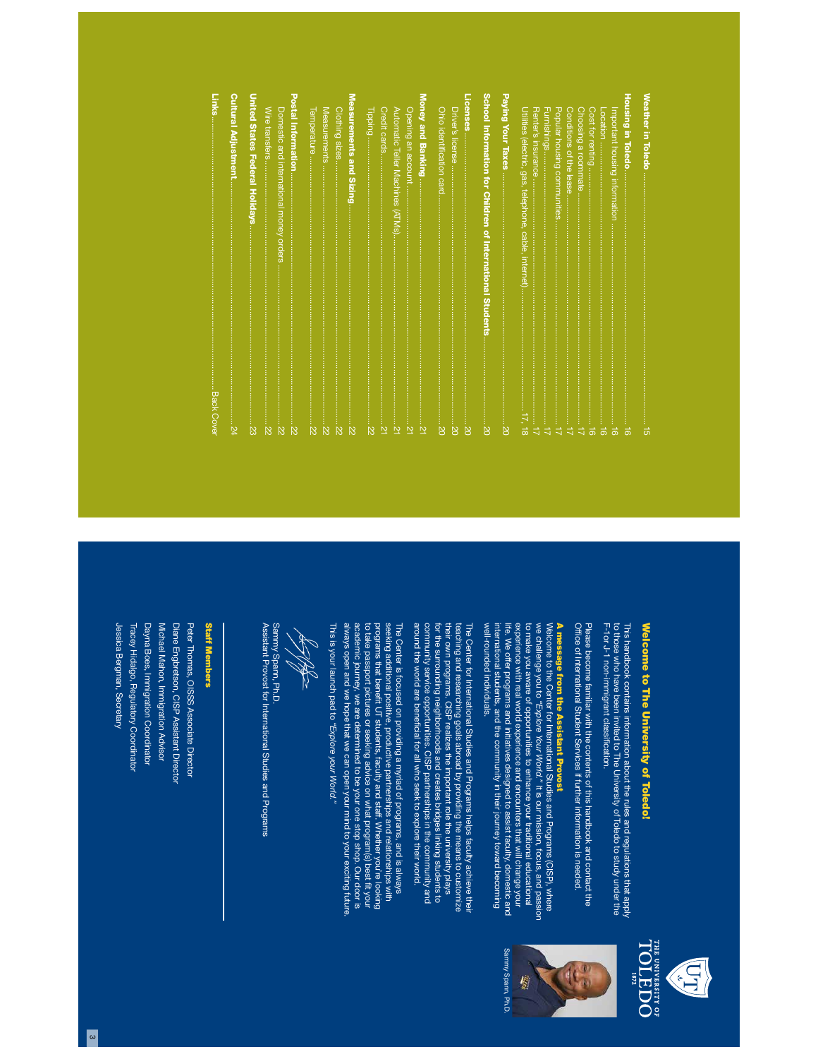| | |
|---|---|
| **Weather in Toledo** | 15 |
| **Housing in Toledo** | 16 |
| Important housing information | 16 |
| Location | 16 |
| Cost for renting | 16 |
| Choosing a roommate | 17 |
| Conditions of the lease | 17 |
| Popular housing communities | 17 |
| Furnishings | 17 |
| Renter's insurance | 17 |
| Utilities (electric, gas, telephone, cable, internet) | 17, 18 |
| **Paying Your Taxes** | 20 |
| **School Information for Children of International Students** | 20 |
| **Licenses** | 20 |
| Driver's license | 20 |
| Ohio identification card | 20 |
| **Money and Banking** | 21 |
| Opening an account | 21 |
| Automatic Teller Machines (ATMs) | 21 |
| Credit cards | 21 |
| Tipping | 22 |
| **Measurements and Sizing** | 22 |
| Clothing sizes | 22 |
| Measurements | 22 |
| Temperature | 22 |
| **Postal Information** | 22 |
| Domestic and international money orders | 22 |
| Wire transfers | 22 |
| **United States Federal Holidays** | 23 |
| **Cultural Adjustment** | 24 |
| **Links** | Back Cover |

THE UNIVERSITY OF TOLEDO 1872

## Welcome to The University of Toledo!

This handbook contains information about the rules and regulations that apply to those who have been invited to The University of Toledo to study under the F-1 or J-1 non-immigrant classification.

Please become familiar with the contents of this handbook and contact the Office of International Student Services if further information is needed.

### A message from the Assistant Provost

Sammy Spann, Ph.D.

Welcome to the Center for International Studies and Programs (CISP), where we challenge you to "*Explore Your World.*" It is our mission, focus, and passion to make you aware of opportunities to enhance your traditional educational experience with real world experience and encounters that will change your life. We offer programs and initiatives designed to assist faculty, domestic and international students, and the community in their journey toward becoming well-rounded individuals.

The Center for International Studies and Programs helps faculty achieve their teaching and researching goals abroad by providing the means to customize their own programs. CISP realizes the important role the university plays for the surrounding neighborhoods and creates bridges linking students to community service opportunities. CISP partnerships in the community and around the world are beneficial for all who seek to explore their world.

The Center is focused on providing a myriad of programs, and is always seeking additional positive, productive partnerships and relationships with programs that benefit UT students, faculty and staff. Whether you're looking to take passport pictures or seeking advice on what program(s) best fit your academic journey, we are determined to be your one stop shop. Our door is always open and we hope that we can open your mind to your exciting future. This is your launch pad to "*Explore your World.*"

Sammy Spann, Ph.D.
Assistant Provost for International Studies and Programs

### Staff Members

Peter Thomas, OISSS Associate Director
Diane Engbretson, CISP Assistant Director
Michael Mahon, Immigration Advisor
Dayna Boes, Immigration Coordinator
Tracey Hidalgo, Regulatory Coordinator
Jessica Bergman, Secretary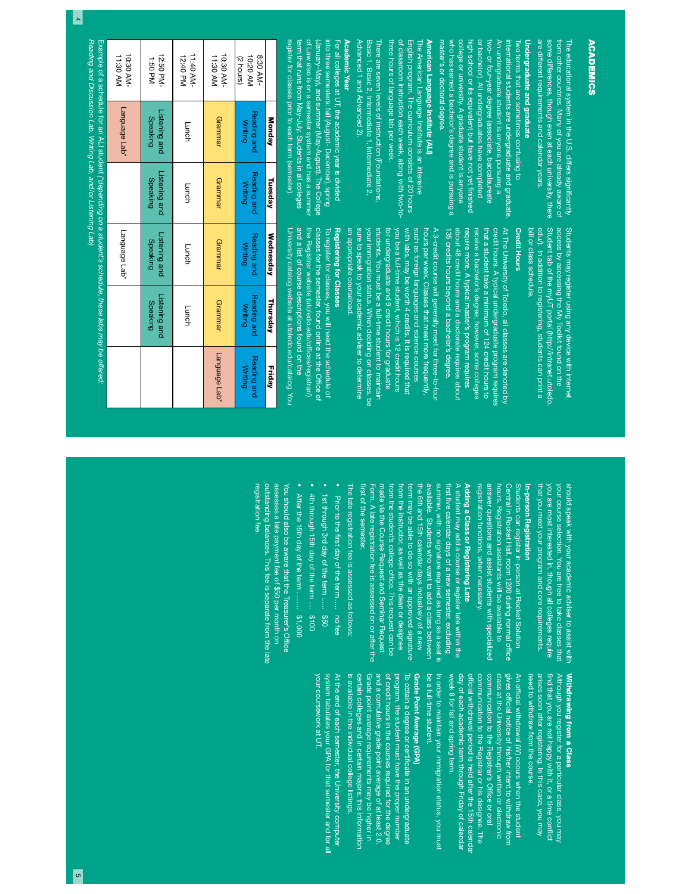# ACADEMICS

The educational system in the U.S. differs significantly from other countries. Many of you are already aware of some differences, though even at each university, there are different requirements and calendar years.

**Undergraduate and graduate**

Two terms that are sometimes confusing to international students are undergraduate and graduate. An undergraduate student is anyone pursuing a two- or four-year degree (associate, baccalaureate or bachelor). All undergraduates have completed high school or its equivalent but have not yet finished college or university. A graduate student is anyone who has earned a bachelor's degree and is pursuing a master's or doctoral degree.

**American Language Institute (ALI)**

The American Language Institute is an intensive English program. The curriculum consists of 20 hours of classroom instruction each week, along with two-to-three hours of language lab per week.

There are seven levels of instruction (Foundations, Basic 1, Basic 2, Intermediate 1, Intermediate 2, Advanced 1 and Advanced 2).

**Academic Year**

For all colleges at UT, the academic year is divided into three semesters: fall (August- December), spring (January-May), and summer (May-August). The College of Law also is on a semester system and has a summer term that runs from May-July. Students in all colleges register for classes prior to each term (semester).

|  | Monday | Tuesday | Wednesday | Thursday | Friday |
|---|---|---|---|---|---|
| 8:30 AM-10:20 AM (2 hours) | Reading and Writing | Reading and Writing | Reading and Writing | Reading and Writing | Reading and Writing |
| 10:30 AM-11:30 AM | Grammar | Grammar | Grammar | Grammar | Language Lab* |
| 11:40 AM-12:40 PM | Lunch | Lunch | Lunch | Lunch |  |
| 12:50 PM-1:50 PM | Listening and Speaking | Listening and Speaking | Listening and Speaking | Listening and Speaking |  |
| 10:30 AM-11:30 AM | Language Lab* |  | Language Lab* |  |  |

*Example of a schedule for an ALI student. (\*depending on a student's schedule, these labs may be offered: Reading and Discussion Lab, Writing Lab, and/or Listening Lab)*

Students may register using any device with Internet access by accessing the My Toolkit found on the Student tab of the myUT portal (http://intranet.utoledo.edu/). In addition to registering, students can print a bill or class schedule.

**Credit Hours**

At The University of Toledo, all classes are denoted by credit hours. A typical undergraduate program requires that a student take a minimum of 124 credit hours to receive a bachelor's degree; however, some colleges require more. A typical master's program requires about 48 credit hours and a doctorate requires about 135 credits hours beyond a bachelor's degree.

A 3-credit course will generally meet for three-to-four hours per week. Classes that meet more frequently, such as foreign languages and science courses with labs, may be worth 4 credits. It is required that you be a full-time student, which is 12 credit hours for undergraduate and 9 credit hours for graduate students. You must be a full-time student to maintain your immigration status. When deciding on classes, be sure to speak to your academic adviser to determine an appropriate courseload.

**Registering for Classes**

To register for classes, you will need the schedule of classes for the semester found online at the Office of the Registrar website (utoledo.edu/offices/registrar/) and a list of course descriptions found on the University catalog website at utoledo.edu/catalog. You should speak with your academic adviser to assist with your course selection. You are free to take classes that you are most interested in, though all colleges require that you meet your program and core requirements.

**In-person Registration**

Students can register in-person at Rocket Solution Central in Rocket Hall, room 1200 during normal office hours. Registration assistants will be available to answer questions and assist students with specialized registration functions, when necessary.

**Adding a Class or Registering Late**

A student may add a course or register late within the first five calendar days of a new semester, excluding summer, with no signature required as long as a seat is available. Students who want to add a class between the 6th and 15th calendar days inclusively of a new term may be able to do so with an approved signature from the instructor, as well as the dean or designee from the student's college office. This request can be made via the Course Request and Seminar Request Form. A late registration fee is assessed on or after the first of the semester.

The late registration fee is assessed as follows:

- Prior to the first day of the term...... no fee
- 1st through 3rd day of the term ...... $50
- 4th through 15th day of the term .... $100
- After the 15th day of the term ........ $1,000

You should also be aware that the Treasurer's Office assesses a late payment fee of $50 per month on outstanding balances. This fee is separate from the late registration fee.

**Withdrawing from a Class**

Although you register for a particular class, you may find that you are not happy with it, or a time conflict arises soon after registering. In this case, you may need to withdraw from the course.

An official withdrawal (W) occurs when the student gives official notice of his/her intent to withdraw from class at the University through written or electronic communication to the Registrar's Office or oral communication to the Registrar or his designee. The official withdrawal period is held after the 15th calendar day of each academic term through Friday of calendar week 8 for fall and spring term.

In order to maintain your immigration status, you must be a full-time student.

**Grade Point Average (GPA)**

To obtain a degree or certificate in an undergraduate program, the student must have the proper number of credit hours in the courses required for the degree and a cumulative grade point average of at least 2.0. Grade point average requirements may be higher in certain colleges and in certain majors; this information is available in the individual college listings.

At the end of each semester, the University computer system tabulates your GPA for that semester and for all your coursework at UT.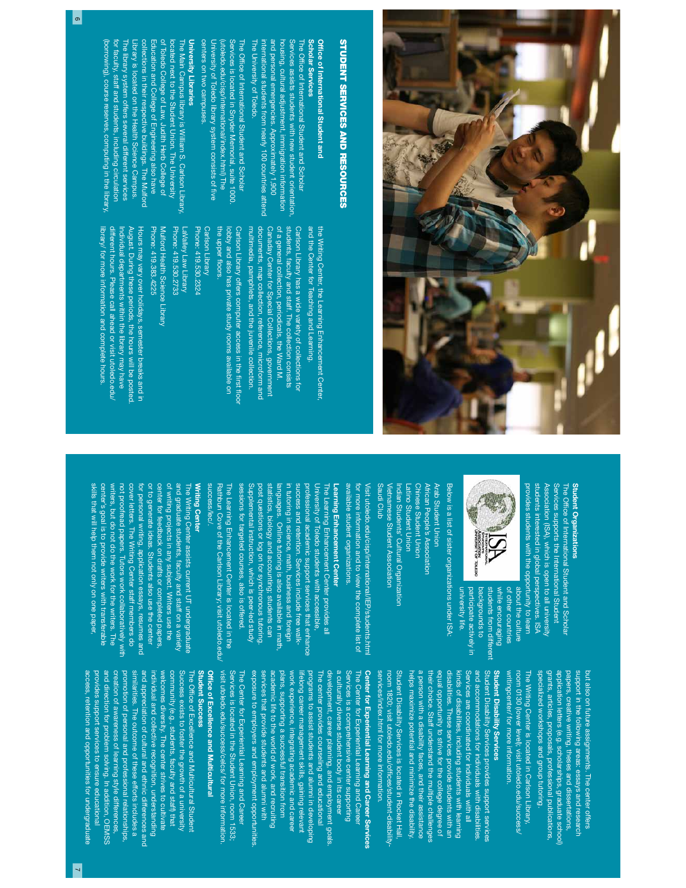# STUDENT SERVICES AND RESOURCES

## Office of International Student and Scholar Services

The Office of International Student and Scholar Services assists students with new student orientation, housing, cultural adjustment, immigration information and personal emergencies. Approximately 1,900 international students from nearly 100 countries attend The University of Toledo.

The Office of International Student and Scholar Services is located in Snyder Memorial, suite 1000. (utoledo.edu/cisp/international/index.html) The University of Toledo library system consists of five centers on two campuses.

## University Libraries

The Main Campus library is William S. Carlson Library, located next to the Student Union. The University of Toledo College of Law, Judith Herb College of Education and College of Engineering also have collections in their respective buildings. The Mulford Library is located on the Health Science Campus.

The library system offers several different services for faculty, staff and students, including circulation (borrowing), course reserves, computing in the library, the Writing Center, the Learning Enhancement Center, and the Center for Teaching and Learning.

Carlson Library has a wide variety of collections for students, faculty and staff. The collection consists of a general collection, periodicals, the Ward M. Canaday Center for Special Collections, government documents, map collection, reference, microform and multimedia, pamphlets, and the juvenile collection.

Carlson Library offers computer access in the first floor lobby and also has private study rooms available on the upper floors.

Carlson Library
Phone: 419.530.2324

LaValley Law Library
Phone: 419.530.2733

Mulford Health Science Library
Phone: 419.383.4225

Hours may vary over holidays, semester breaks and in August. During these periods, the hours will be posted. Individual departments within the library may have different hours. Please call ahead or visit utoledo.edu/library/ for more information and complete hours.

## Student Organizations

The Office of International Student and Scholar Services supports the International Student Association (ISA), which is open to all university students interested in global perspectives. ISA provides students with the opportunity to learn about the culture of other countries while encouraging students from different backgrounds to participate actively in university life.

Below is a list of sister organizations under ISA:

Arab Student Union
African People's Association
Chinese Student Union
Latino Student Union
Indian Students' Cultural Organization
Vietnamese Student Association
Saudi Club

Visit utoledo.edu/cisp/international/IEP/students.html for more information and to view the complete list of available student organizations.

## Learning Enhancement Center

The Learning Enhancement Center provides all University of Toledo students with accessible, professional academic support services that enhance success and retention. Services include free walk-in tutoring in science, math, business and foreign languages. Online tutoring is also available in math, statistics, biology and accounting; students can post questions or log on for synchronous tutoring. Supplemental instruction, which is peer-led study sessions for targeted courses, also is offered.

The Learning Enhancement Center is located in the Rathbun Cove of the Carlson Library; visit utoledo.edu/success/lec/.

## Writing Center

The Writing Center assists current UT undergraduate and graduate students, faculty and staff on a variety of writing projects in any subject. Writers use the center for feedback on drafts or completed papers, or to generate ideas. Students also use the center for personal writing, application essays, resumes and cover letters. The Writing Center staff members do not proofread papers. Tutors work collaboratively with writers, but do not do the work for the writers. The center's goal is to provide writers with transferable skills that will help them not only on one paper, but also on future assignments. The center offers support in the following areas: essays and research papers, creative writing, theses and dissertations, application letters (e.g. scholarships, graduate school) grants, articles, proposals, professional publications, specialized workshops and group tutoring.

The Writing Center is located in Carlson Library, room 0130 (lower level); visit utoledo.edu/success/writingcenter/ for more information.

## Student Disability Services

Student Disability Services provides support services and accommodations for individuals with disabilities. Services are coordinated for individuals with all kinds of disabilities, including students with learning disabilities. These services provide students with an equal opportunity to strive for the college degree of their choice. Staff understand the multiple challenges a person with a disability faces, and their assistance helps maximize potential and minimize the disability.

Student Disability Services is located in Rocket Hall, room 1820; visit utoledo.edu/offices/student-disability-services/index.html for more information.

## Center for Experiential Learning and Career Services

The Center for Experiential Learning and Career Services is a comprehensive center supporting a culturally diverse student body in its career development, career planning, and employment goals. The center provides counseling and educational programs to assist students and alumni in developing lifelong career management skills, gaining relevant work experience, integrating academic and career plans, supporting a successful transition from academic life to the world of work, and recruiting services that provide students and alumni with exposure to employers and employment opportunities.

The Center for Experiential Learning and Career Services is located in the Student Union, room 1533; visit utoledo.edu/success/celcs/ for more information.

## Office of Excellence and Multicultural Student Success

The Office of Excellence and Multicultural Student Success exists to foster the growth of a university community (e.g., students, faculty and staff) that welcomes diversity. The center strives to cultivate individual and collective recognition, understanding and appreciation of cultural and ethnic differences and similarities. The outcome of these efforts includes a promotion of personal and professional relationships, creation of awareness of learning style differences, and direction for problem solving. In addition, OEMSS provides support services to ensure educational access, retention and opportunities for undergraduate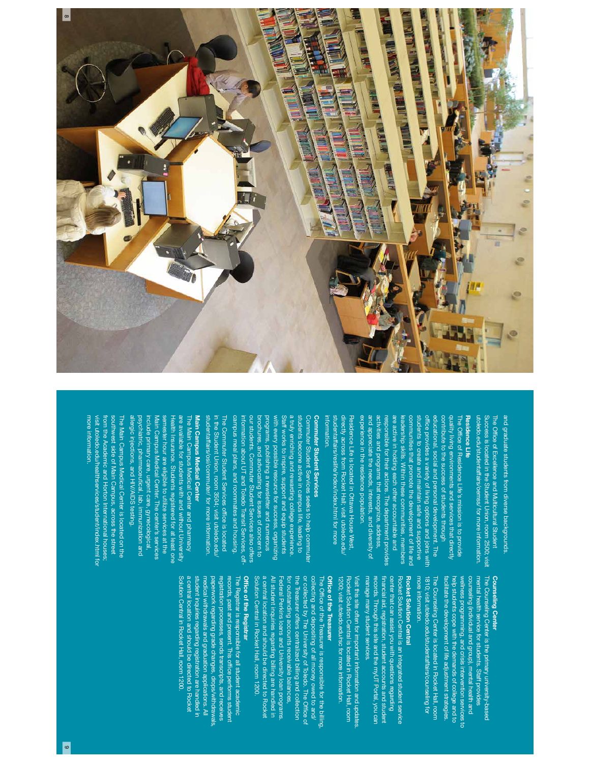and graduate students from diverse backgrounds.

The Office of Excellence and Multicultural Student Success is located in the Student Union, room 2500; visit utoledo.edu/studentaffairs/oemss/ for more information.

**Residence Life**

The Office of Residence Life's mission is to provide quality living environments and services that directly contribute to the success of students through educational, social and personal development. The office provides a variety of living options and joins with students to create and maintain safe and supportive communities that promote the development of life and leadership skills. Within these communities, members are active in holding each other accountable and responsible for their actions. The department provides activities and programs that recognize, address, and appreciate the needs, interests, and diversity of experience in the residence population.

Residence Life is located in Ottawa House West, directly across from Rocket Hall; visit utoledo.edu/studentaffairs/reslife/index/index.html for more information.

**Commuter Student Services**

Commuter Student Services seeks to help commuter students become active in campus life, leading to a truly enriching and rewarding college experience. Staff works to inspire, support and equip students with every possible resource for success, organizing programs, publishing a newsletter and numerous brochures, and advocating for issues of concern to our students. Commuter Student Services also offers information about UT and Toledo Transit Services, off-campus meal plans, and roommates and housing.

The Commuter Student Services office is located in the Student Union, room 3504; visit utoledo.edu/studentaffairs/osl/commuter/ for more information.

**Main Campus Medical Center**

The Main Campus Medical Center and pharmacy are available for students with and without University Health Insurance. Students registered for at least one semester hour are eligible to utilize services at the Main Campus Medical Center. The center's services include primary care, urgent care, gynecological, psychiatric, pharmaceutical, lab, immunization and allergic injections, and HIV/AIDS testing.

The Main Campus Medical Center is located on the southwest side of Main Campus, across the street from the Academic and Horton International houses; visit utoledo.edu/healthservices/student/index.html for more information.

**Counseling Center**

The Counseling Center is the primary university-based mental health service for students. Staff provides counseling (individual and group), mental health and wellness programming, and crisis intervention services to help students cope with the demands of college and to facilitate the development of life adjustment strategies.

The Counseling Center is located in Rocket Hall, room 1810; visit utoledo.edu/studentaffairs/counseling for more information.

**Rocket Solution Central**

Rocket Solution Central is an integrated student service center that can assist you with questions regarding financial aid, registration, student accounts and student records. Through this site and the myUT Portal, you can manage many student services.

Visit this site often for important information and updates. Rocket Solution Central is located in Rocket Hall, room 1200; visit utoledo.edu/rsc for more information.

**Office of the Treasurer**

The Office of the Treasurer is responsible for the billing, collecting and depositing of all money owed to and/or collected by The University of Toledo. The Office of the Treasurer offers centralized billing and collection for outstanding accounts receivable balances, Federal Perkins loans and University loan programs. All student inquiries regarding billing are handled in a central location and should be directed to Rocket Solution Central in Rocket Hall, room 1200.

**Office of the Registrar**

The Registrar is responsible for all student academic records, past and present. This office performs student registration processes, sends transcripts, and receives paperwork regarding grade changes, drops/withdrawals, medical withdrawals and graduation applications. All student inquiries regarding registration are handled in a central location and should be directed to Rocket Solution Central in Rocket Hall, room 1200.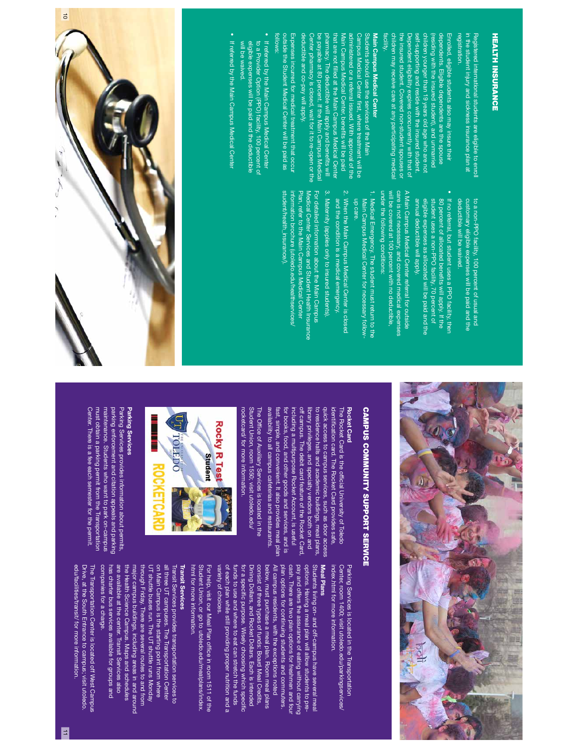# HEALTH INSURANCE

Registered international students are eligible to enroll in the student injury and sickness insurance plan at registration.

Enrolled, eligible students also may insure their dependents. Eligible dependents are the spouse (residing with the insured student), and unmarried children younger than 19 years old age who are not self-supporting and reside with the insured student. Dependent eligibility expires concurrently with that of the insured student. Covered non-student spouses or children may receive care at any participating medical facility.

**Main Campus Medical Center**

Students should use the services of the Main Campus Medical Center first, where treatment will be administered or a referral issued. With approval of the Main Campus Medical Center, benefits will be paid that are not filled at the Main Campus Medical Center pharmacy. The deductible will apply and benefits will be payable at 80 percent. If the Main Campus Medical Center pharmacy is closed, wait for it to re-open or the deductible and co-pay will apply.

Expenses incurred for medical treatment that occur outside the Student Medical Center will be paid as follows:

- If referred by the Main Campus Medical Center to a Provider Option (PPO) facility, 100 percent of eligible expenses will be paid and the deductible will be waived.
- If referred by the Main Campus Medical Center to a non-PPO facility, 100 percent of usual and customary eligible expenses will be paid and the deductible will be waived.
- If no referral, but student uses a PPO facility, then 80 percent of allocated benefits will apply. If the student uses a non-PPO facility, 70 percent of eligible expenses as allocated will be paid and the annual deductible will apply.

A Main Campus Medical Center referral for outside care is not necessary, and covered medical expenses will be covered at 100 percent with no deductible, under the following conditions:

1. Medical Emergency. The student must return to the Main Campus Medical Center for necessary follow-up care.
2. When the Main Campus Medical Center is closed and the condition is a medical emergency.
3. Maternity (applies only to insured students).

For detailed information about the Main Campus Medical Center Services and Student Health Insurance Plan, refer to the Main Campus Medical Center information brochure (utoledo.edu/healthservices/student/health_insurance/).

# CAMPUS COMMUNITY SUPPORT SERVICE

## Rocket Card

The Rocket Card is the official University of Toledo identification card. The Rocket card provides safe, quick access to campus services, such as door access to residence halls and academic buildings, meal plans, library privileges, and specialty vendors both on and off campus. The debit card feature of the Rocket Card, including a multipurpose Rocket Account, is useful for books, food, and other goods and services, and is fast, simple, and convenient. It also provides meal plan availability to all campus cafeterias and restaurants.

The Office of Auxiliary Services is located in the Student Union, room 1550; visit utoledo.edu/rocketcard/ for more information.

## Parking Services

Parking Services provides information about permits, parking enforcement and citation appeals and parking maintenance. Students who want to park on-campus must obtain a parking permit from the Transportation Center. There is a fee each semester for the permit.

Parking Services is located in the Transportation Center, room 1400; visit utoledo.edu/parkingservices/index.html for more information.

## Meal Plans

Students living on- and off-campus have several meal options. Having a meal plan will allow students to pre-pay and offers the assurance of eating without carrying cash. There are two plan options for freshmen and four plan options for continuing students and commuters. All campus residents, with the exceptions noted below, must purchase a meal plan. Room meal plans consist of three types of funds: Board Meal Credits, Dining Dollars, and Rocket Dollars. Each is intended for a specific purpose. Wisely choosing which specific funds to use and where to eat can stretch the funds of each plan while still providing proper nutrition and a variety of choices.

For help, visit our Meal Plan office in room 1511 of the Student Union, or go to utoledo.edu/mealplans/index.html for more information.

## Transit Services

Transit Services provides transportation services to all three UT campuses. The Transportation Center on Main Campus is the starting point from where UT shuttle buses run. The UT shuttle runs Monday through Friday. There are several routes to and from major campus buildings, including areas in and around the Health Science Campus. Maps and schedules are available at the center. Transit Services also has charter bus services available for groups and companies for a charge.

The Transportation Center is located off West Campus Drive at the South Entrance to campus; visit utoledo.edu/facilities/transit/ for more information.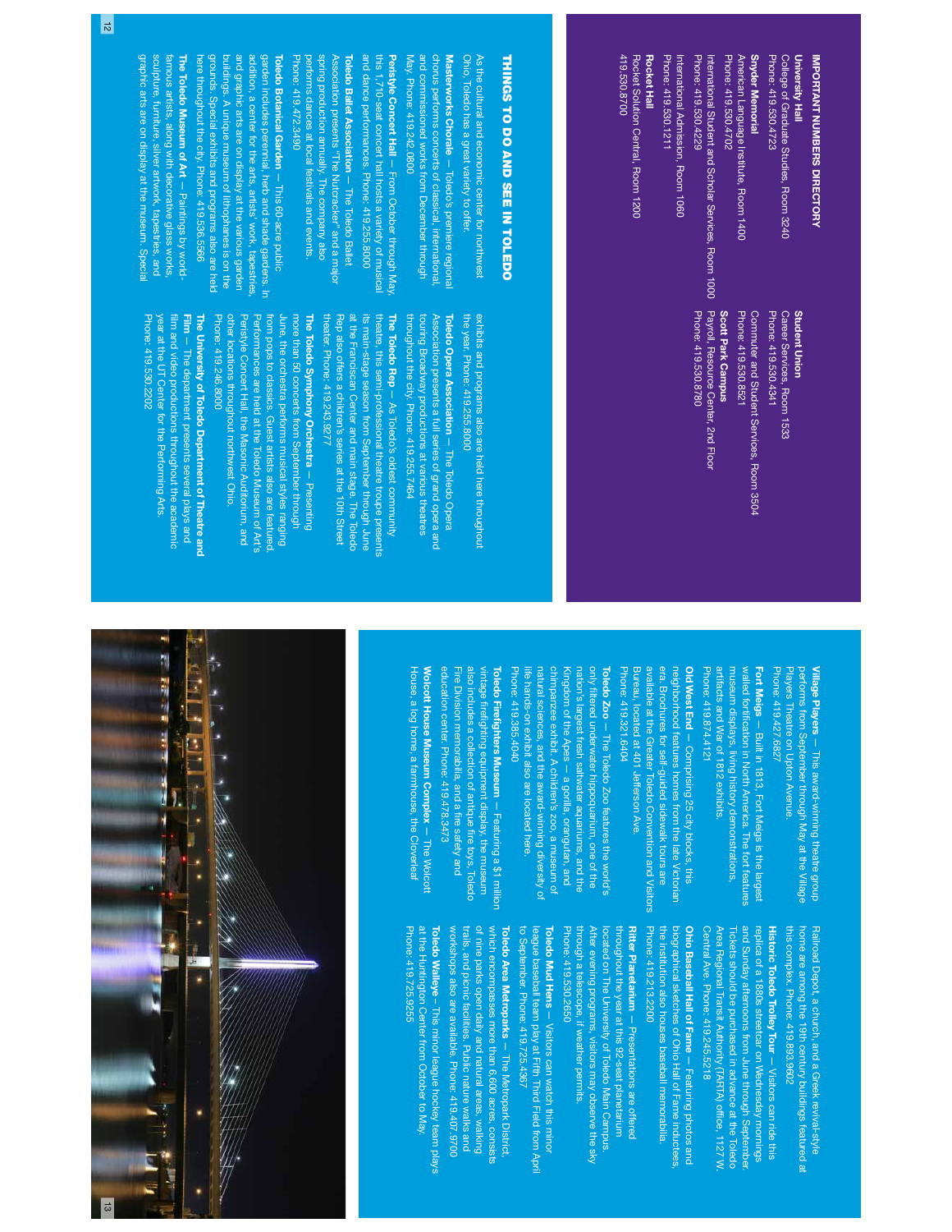## IMPORTANT NUMBERS DIRECTORY

**University Hall**
College of Graduate Studies, Room 3240
Phone: 419.530.4723

**Snyder Memorial**
American Language Institute, Room 1400
Phone: 419.530.4702

International Student and Scholar Services, Room 1000
Phone: 419.530.4229

International Admission, Room 1060
Phone: 419.530.1211

**Rocket Hall**
Rocket Solution Central, Room 1200
419.530.8700

**Student Union**
Career Services, Room 1533
Phone: 419.530.4341

Commuter and Student Services, Room 3504
Phone: 419.530.8521

**Scott Park Campus**
Payroll, Resource Center, 2nd Floor
Phone: 419.530.8780

## THINGS TO DO AND SEE IN TOLEDO

As the cultural and economic center for northwest Ohio, Toledo has a great variety to offer.

**Masterworks Chorale** — Toledo's premiere regional chorus performs concerts of classical, international, and commissioned works from December through May. Phone: 419.242.0800

**Peristyle Concert Hall** — From October through May, this 1,710-seat concert hall hosts a variety of musical and dance performances. Phone: 419.255.8000

**Toledo Ballet Association** — The Toledo Ballet Association presents "The Nutcracker" and a major spring production annually. The company also performs dances at local festivals and events. Phone: 419.472.3490

**Toledo Botanical Garden** — This 60-acre public garden includes perennial, herb and shade gardens. In addition, a center for the arts, artists' work, tapestries, and graphic arts are on display at the various garden buildings. A unique museum of lithophanes is on the grounds. Special exhibits and programs also are held here throughout the city. Phone: 419.536.5566

**The Toledo Museum of Art** — Paintings by world-famous artists, along with decorative glass works, sculpture, furniture, silver artwork, tapestries, and graphic arts are on display at the museum. Special exhibits and programs also are held here throughout the year. Phone: 419.255.8000

**Toledo Opera Association** — The Toledo Opera Association presents a full series of grand opera and touring Broadway productions at various theatres throughout the city. Phone: 419.255.7464

**The Toledo Rep** — As Toledo's oldest community theatre, this semi-professional theatre troupe presents its main-stage season from September through June at the Franciscan Center and main stage. The Toledo Rep also offers a children's series at the 10th Street theater. Phone: 419.243.9277

**The Toledo Symphony Orchestra** — Presenting more than 50 concerts from September through June, the orchestra performs musical styles ranging from pops to classics. Guest artists also are featured. Performances are held at the Toledo Museum of Art's Peristyle Concert Hall, the Masonic Auditorium, and other locations throughout northwest Ohio. Phone: 419.246.8000

**The University of Toledo Department of Theatre and Film** — The department presents several plays and film and video productions throughout the academic year at the UT Center for the Performing Arts. Phone: 419.530.2202

**Village Players** — This award-winning theatre group performs from September through May at the Village Players Theatre on Upton Avenue. Phone: 419.427.6827

**Fort Meigs** — Built in 1813, Fort Meigs is the largest walled fortification in North America. The fort features museum displays, living history demonstrations, artifacts and War of 1812 exhibits. Phone: 419.874.4121

**Old West End** — Comprising 25 city blocks, this neighborhood features homes from the late Victorian era. Brochures for self-guided sidewalk tours are available at the Greater Toledo Convention and Visitors Bureau, located at 401 Jefferson Ave. Phone: 419.321.6404

**Toledo Zoo** — The Toledo Zoo features the world's only filtered underwater hippoquarium, one of the nation's largest fresh saltwater aquariums, and the Kingdom of the Apes – a gorilla, orangutan, and chimpanzee exhibit. A children's zoo, a museum of natural sciences, and the award-winning diversity of life hands-on exhibit also are located here. Phone: 419.385.4040

**Toledo Firefighters Museum** — Featuring a $1 million vintage firefighting equipment display, the museum also includes a collection of antique fire toys, Toledo Fire Division memorabilia, and a fire safety and education center. Phone: 419.478.3473

**Wolcott House Museum Complex** — The Wolcott House, a log home, a farmhouse, the Cloverleaf Railroad Depot, a church, and a Greek revival-style home are among the 19th century buildings featured at this complex. Phone: 419.893.9602

**Historic Toledo Trolley Tour** — Visitors can ride this replica of a 1880s streetcar on Wednesday mornings and Sunday afternoons from June through September. Tickets should be purchased in advance at the Toledo Area Regional Transit Authority (TARTA) office, 1127 W. Central Ave. Phone: 419.245.5218

**Ohio Baseball Hall of Fame** — Featuring photos and biographical sketches of Ohio Hall of Fame inductees, the institution also houses baseball memorabilia. Phone: 419.213.2200

**Ritter Planetarium** — Presentations are offered throughout the year at this 92-seat planetarium located on The University of Toledo Main Campus. After evening programs, visitors may observe the sky through a telescope, if weather permits. Phone: 419.530.2650

**Toledo Mud Hens** — Visitors can watch this minor league baseball team play at Fifth Third Field from April to September. Phone: 419.725.4367

**Toledo Area Metroparks** — The Metropark District, which encompasses more than 6,000 acres, consists of nine parks open daily and natural areas, walking trails, and picnic facilities. Public nature walks and workshops also are available. Phone: 419.407.9700

**Toledo Walleye** – This minor league hockey team plays at the Huntington Center from October to May. Phone: 419.725.9255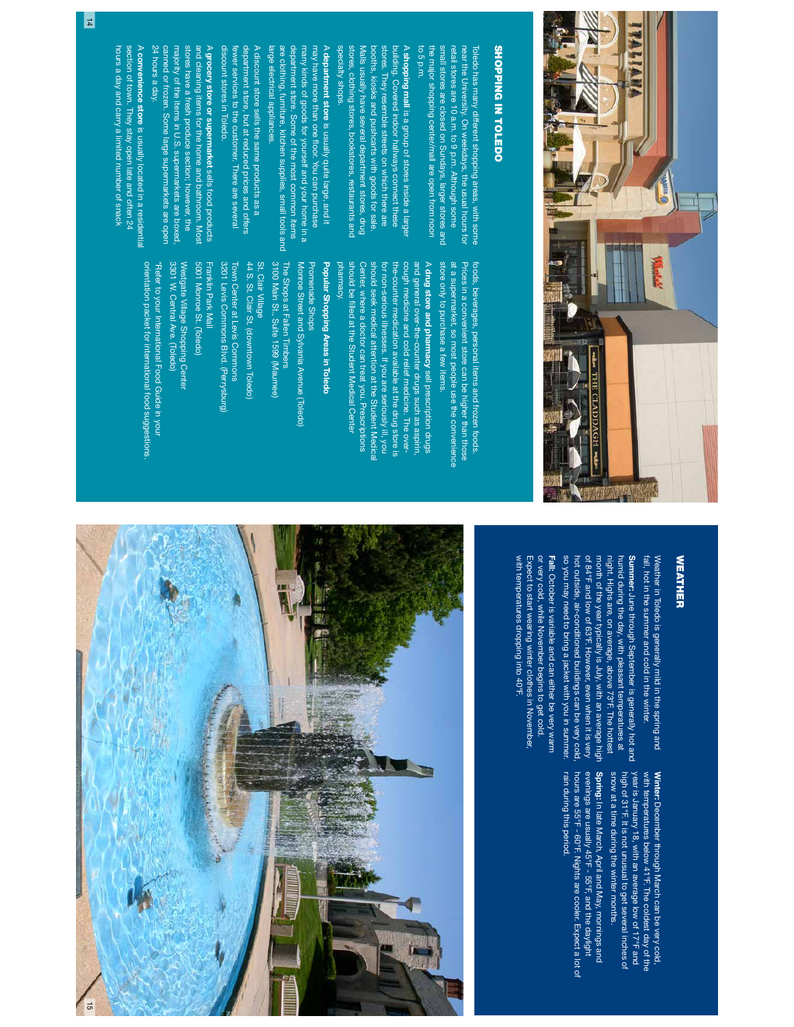# SHOPPING IN TOLEDO

Toledo has many different shopping areas, with some near the University. On weekdays, the usual hours for retail stores are 10 a.m. to 9 p.m. Although some small stores are closed on Sundays, larger stores and the major shopping center/mall are open from noon to 5 p.m.

A **shopping mall** is a group of stores inside a larger building. Covered indoor hallways connect these stores. They resemble streets on which there are booths, kiosks and pushcarts with goods for sale. Malls usually have several department stores, drug stores, clothing stores, bookstores, restaurants and specialty shops.

A **department store** is usually quite large, and it may have more than one floor. You can purchase many kinds of goods for yourself and your home in a department store. Some of the most common items are clothing, furniture, kitchen supplies, small tools and large electrical appliances.

A discount store sells the same products as a department store, but at reduced prices and offers fewer services to the customer. There are several discount stores in Toledo.

A **grocery store or supermarket** sells food products and cleaning items for the home and bathroom. Most stores have a fresh produce section; however, the majority of the items in U.S. supermarkets are boxed, canned or frozen. Some large supermarkets are open 24 hours a day.

A **convenience store** is usually located in a residential section of town. They stay open late and often 24 hours a day and carry a limited number of snack foods, beverages, personal items and frozen foods. Prices in a convenient store can be higher than those at a supermarket, so most people use the convenience store only to purchase a few items.

A **drug store and pharmacy** sell prescription drugs and general over-the-counter drugs such as aspirin, cough medicine and cold relief medicine. The over-the-counter medication available at the drug store is for non-serious illnesses. If you are seriously ill, you should seek medical attention at the Student Medical Center, where a doctor can treat you. Prescriptions should be filled at the Student Medical Center pharmacy.

**Popular Shopping Areas in Toledo**

Promenade Shops
Monroe Street and Sylvania Avenue (Toledo)

The Shops at Fallen Timbers
3100 Main St., Suite 1599 (Maumee)

St. Clair Village
44 S. St. Clair St. (downtown Toledo)

Town Center at Levis Commons
3201 Levis Commons Blvd. (Perrysburg)

Franklin Park Mall
5001 Monroe St. (Toledo)

Westgate Village Shopping Center
3301 W. Central Ave. (Toledo)

*Refer to your International Food Guide in your orientation packet for international food suggestions.

# WEATHER

Weather in Toledo is generally mild in the spring and fall, hot in the summer and cold in the winter.

**Summer:** June through September is generally hot and humid during the day, with pleasant temperatures at night. Highs are, on average, above 73°F. The hottest month of the year typically is July, with an average high of 84°F and low of 63°F. However, even when it is very hot outside, air-conditioned buildings can be very cold, so you may need to bring a jacket with you in summer.

**Fall:** October is variable and can either be very warm or very cold, while November begins to get cold. Expect to start wearing winter clothes in November, with temperatures dropping into 40°F.

**Winter:** December through March can be very cold, with temperatures below 41°F. The coldest day of the year is January 18, with an average low of 17°F and high of 31°F. It is not unusual to get several inches of snow at a time during the winter months.

**Spring:** In late March, April and May, mornings and evenings are usually 45°F - 55°F, and the daylight hours are 55°F - 60°F. Nights are cooler. Expect a lot of rain during this period.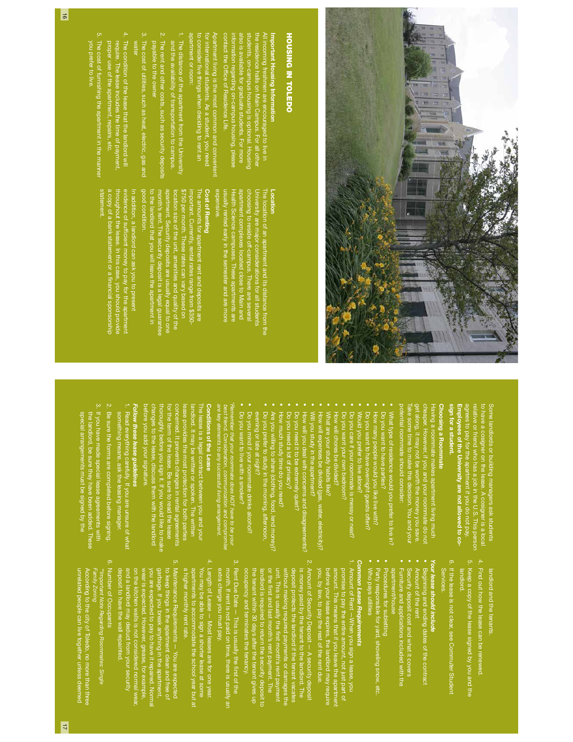# HOUSING IN TOLEDO

### Important Housing Information

All incoming freshmen are encouraged to live in the residence halls on Main Campus. For all other students, on-campus housing is optional. Housing also is available for graduate students. For more information regarding on-campus housing, please contact the Office of Residence Life.

Apartment living is the most common and convenient for international students. As a student, you need to consider five things when deciding to rent an apartment or room:

1. The distance of the apartment from the University and the availability of transportation to campus.
2. The rent and other costs, such as security deposits payable to the owner
3. The cost of utilities, such as heat, electric, gas and water
4. The condition of the lease that the landlord will require. The lease includes the time of payment, proper use of the apartment, repairs, etc.
5. The cost of furnishing the apartment in the manner you prefer to live.

### Location

The location of an apartment and its distance from the University are major considerations for all students choosing to reside off-campus. There are several apartment complexes located close to Main and Health Science campuses. These apartments are usually rented early in the semester and are more expensive.

### Cost of Renting

The amounts for apartment rent and deposits are important. Currently, rental rates range from $350-$750 per month. These rates can vary based on location size of the unit, amenities and quality of the apartment. Security deposits are usually equal to one month's rent. The security deposit is a legal guarantee to the landlord that you will leave the apartment in good condition.

In addition, a landlord can ask you to present evidence of sufficient money to pay for the apartment throughout the lease. In this case, you should provide a copy of a bank statement or a financial sponsorship statement.

Some landlords or building managers ask students to have a cosigner on the lease. A cosigner is a local relative or friend who has a job in the U.S. This person agrees to pay for the apartment if you do not pay. **Employees of the University are not allowed to co-sign for a student.**

### Choosing a Roommate

Having a roommate makes apartment living much cheaper. However, if you and your roommate do not get along, it may not be worth the money you save. Take some time to make this decision. You and your potential roommate should consider:

- What type of residence would you prefer to live in?
- Do you want to have parties?
- How many people would you like live with?
- Do you want to have overnight guests often?
- Would you prefer to live alone?
- Do you care if your roommate is messy or neat?
- Do you want your own bedroom?
- How will chores be divided?
- What are your study habits like?
- How will expenses be divided (gas, water, electricity)?
- Will you study in the apartment?
- How will you deal with concerns and disagreements?
- Do you need it to be extremely quiet?
- Do you need a lot of privacy?
- How much study time do you need?
- Are you willing to share (clothing, food, lend money)?
- Do you prefer to study in the morning, afternoon, evening or late at night?
- Do you mind if your roommate drinks alcohol?
- Do you want to live with a smoker?

*Remember that your roommate does NOT have to be your best friend. Consideration, communication and compromise are key elements to any successful living arrangement.*

### Conditions of the Lease

The lease is a legal contract between you and your landlord. It may be written or spoken. The written lease provides the most protection for both parties concerned. It prevents changes in rental agreements for the term of the lease. Be sure to read the lease thoroughly before you sign it. If you would like to make changes to the lease, discuss them with the landlord before you add your signature.

### *Follow these lease guidelines*

1. Read everything carefully. If you are unsure of what something means, ask the leasing manager.
2. Be sure the forms are completed before signing.
3. If you have made special lease agreements with the landlord, be sure they have been added. These special arrangements must be signed by the landlord and the tenants.
4. Find out how the lease can be renewed.
5. Keep a copy of the lease signed by you and the landlord.
6. If the lease is not clear, see Commuter Student Services.

### *Your lease should include*

- Beginning and ending dates of the contract
- Amount of the rent
- Security deposit cost and what it covers
- Furniture and applications included with the apartment/house
- Procedures for subletting
- Party responsible for yard, shoveling snow, etc.
- Who pays utilities

### *Common Lease Requirements*

1. Amount of Rent — When you sign a lease, you promise to pay the entire amount, not just part of amount. This means that if you leave the apartment before your lease expires, the landlord may require you, by law, to pay the rest of the rent due.
2. Amount of Security Deposit — A security deposit is money paid by the tenant to the landlord. The deposit protects the landlord if the tenant vacates without making required payments or damages the unit. This is usually the first month's rent payment or the first and last month's rent payment. The landlord is required to return the security deposit to the tenant within 30 days after the tenant gives up occupancy and terminates the tenancy.
3. Rent Due Date — This is usually the first of the month. If rent is not paid on time, there is usually an extra charge you must pay.
4. Length of Lease — Most leases are for one year. You may be able to sign a shorter lease at some apartments to accommodate the school year but at a higher monthly rent rate.
5. Maintenance Requirements — You are expected to keep things in the apartment clean and free of garbage. If you break anything in the apartment, you are expected to pay to have it repaired. Normal wear is expected. However, grease, for example, on the kitchen walls is not considered normal wear, and a landlord may deduct from your security deposit to have the wall repainted.
6. Number of Occupants

*\*Important Note Regarding Roommates: Single Family Zoning*

According to the city of Toledo, no more than three unrelated people can live together unless deemed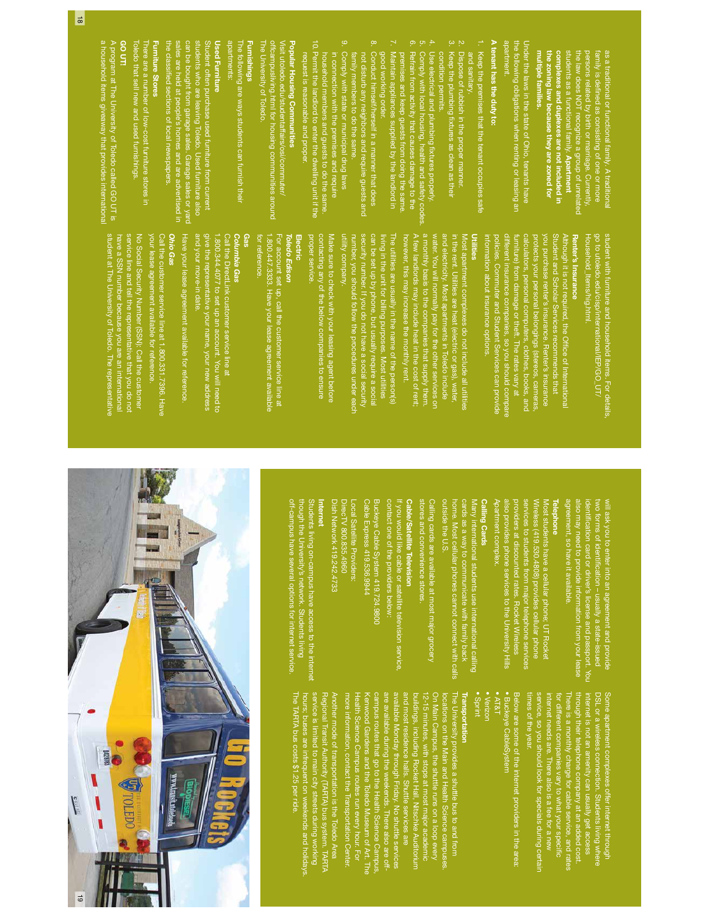as a traditional or functional family. A traditional family is defined as consisting of one or more persons related by birth or marriage. Currently, the law does NOT recognize a group of unrelated students as a functional family. **Apartment complexes and duplexes are not included in the zoning law because they are zoned for multiple families.**

Under the laws in the state of Ohio, tenants have the following obligations when renting or leasing an apartment.

**A tenant has the duty to:**

1. Keep the premises that the tenant occupies safe and sanitary.
2. Dispose of rubbish in the proper manner.
3. Keep the plumbing fixtures as clean as their condition permits.
4. Use electrical and plumbing fixtures properly.
5. Comply with local housing, health and safety codes.
6. Refrain from activity that causes damage to the premises and keep guests from doing the same.
7. Maintain appliances supplied by the landlord in good working order.
8. Conduct himself/herself in a manner that does not disturb any neighbors and require guests and family members to do the same.
9. Comply with state or municipal drug laws in connection with the premises and require household members and guests to do the same.
10. Permit the landlord to enter the dwelling unit if the request is reasonable and proper.

**Popular Housing Communities**

Visit utoledo.edu/studentaffairs/osl/commuter/offcampusliving.html for housing communities around The University of Toledo.

**Furnishings**

The following are ways students can furnish their apartments:

**Used Furniture**

Student often purchase used furniture from current students who are leaving Toledo. Used furniture also can be bought from garage sales. Garage sales or yard sales are held at people's homes and are advertised in the classified sections of local newspapers.

**Furniture Stores**

There are a number of low-cost furniture stores in Toledo that sell new and used furnishings.

**GO UT!**

A program at The University of Toledo called GO UT! is a household items giveaway that provides international student with furniture and household items. For details, go to utoledo.edu/cisp/international/IEP/GO UT/Household_Items/high.html.

**Renter's Insurance**

Although it is not required, the Office of International Student and Scholar Services recommends that you purchase renter's insurance. Renter's insurance protects your personal belongings (stereos, cameras, calculators, personal computers, clothes, books, and furniture) from damage or theft. The rates vary at different insurance companies, so you should compare policies. Commuter and Student Services can provide information about insurance options.

**Utilities**

Most apartment complexes do not include all utilities in the rent. Utilities are heat (electric or gas), water, and electricity. Most apartments in Toledo include water. You will normally pay for the other services on a monthly basis to the companies that supply them. A few landlords may include heat in the cost of rent; however, this may increase the monthly rent.

The utilities are usually in the name of the person(s) living in the unit for billing purposes. Most utilities can be set up by phone, but usually require a social security number. If you do not have a social security number, you should follow the procedures under each utility company.

Make sure to check with your leasing agent before contacting any of the below companies to ensure proper service.

**Electric**

***Toledo Edison***

For account set up, call the customer service line at 1.800.447.3333. Have your lease agreement available for reference.

**Gas**

***Columbia Gas***

Call the DirectLink customer service line at 1.800.344.4077 to set up an account. You will need to give the representative your name, your new address and your move-in date.

Have your lease agreement available for reference.

***Ohio Gas***

Call the customer service line at 1.800.331.7396. Have your lease agreement available for reference.

No Social Security Number (SSN): Call the customer service line and tell the representative that you do not have a SSN number because you are an international student at The University of Toledo. The representative will ask you to enter into an agreement and provide two forms of identification – usually a state-issued identification card or driver's license and passport. You also may need to provide information from your lease agreement, so have it available.

**Telephone**

Most students have a cellular phone. UT Rocket Wireless (419.530.4808) provides cellular phone services to students from major telephone services providers at discounted rates. Rocket Wireless also provides phone services to the University Hills Apartment complex.

**Calling Cards**

Many international students use international calling cards as a way to communicate with family back home. Most cellular phones cannot connect with calls outside the U.S.

Calling cards are available at most major grocery stores and convenience stores.

**Cable/Satellite Television**

If you would like cable or satellite television service, contact one of the providers below:

Buckeye Cable System 419.724.9800
Cable Express 419.536.9944

Local Satellite Providers:
DirecTV 800.835.4960
Dish Network 419.242.4733

**Internet**

Students living on-campus have access to the internet though the University's network. Students living off-campus have several options for internet service.

Some apartment complexes offer internet through DSL or a wireless connection. Students living where internet is not an amenity can usually get access through their telephone company at an added cost. There is a monthly charge for cable service, and rates for different companies vary to what your specific internet needs are. There also is a fee for a new service, so you should look for specials during certain times of the year.

Below are some of the internet providers in the area:

- Buckeye CableSystem
- AT&T
- Verizon
- Sprint

**Transportation**

The University provides a shuttle bus to and from locations on the Main and Health Science campuses. On Main Campus, the shuttle runs on a loop every 12-15 minutes, with stops at most major academic buildings, including Rocket Hall, Nitschke Auditorium and most residence halls. Shuttle services are available Monday through Friday. No shuttle services are available during the weekends. There also are off-campus routes that go to the Health Science Campus, Kenwood Gardens and the Toledo Museum of Art. The Health Science Campus routes run every hour. For more information, contact the Transportation Center.

Another mode of transportation is the Toledo Area Regional Transit Authority (TARTA) bus system. TARTA service is limited to main city streets during working hours; buses are infrequent on weekends and holidays. The TARTA bus costs $1.25 per ride.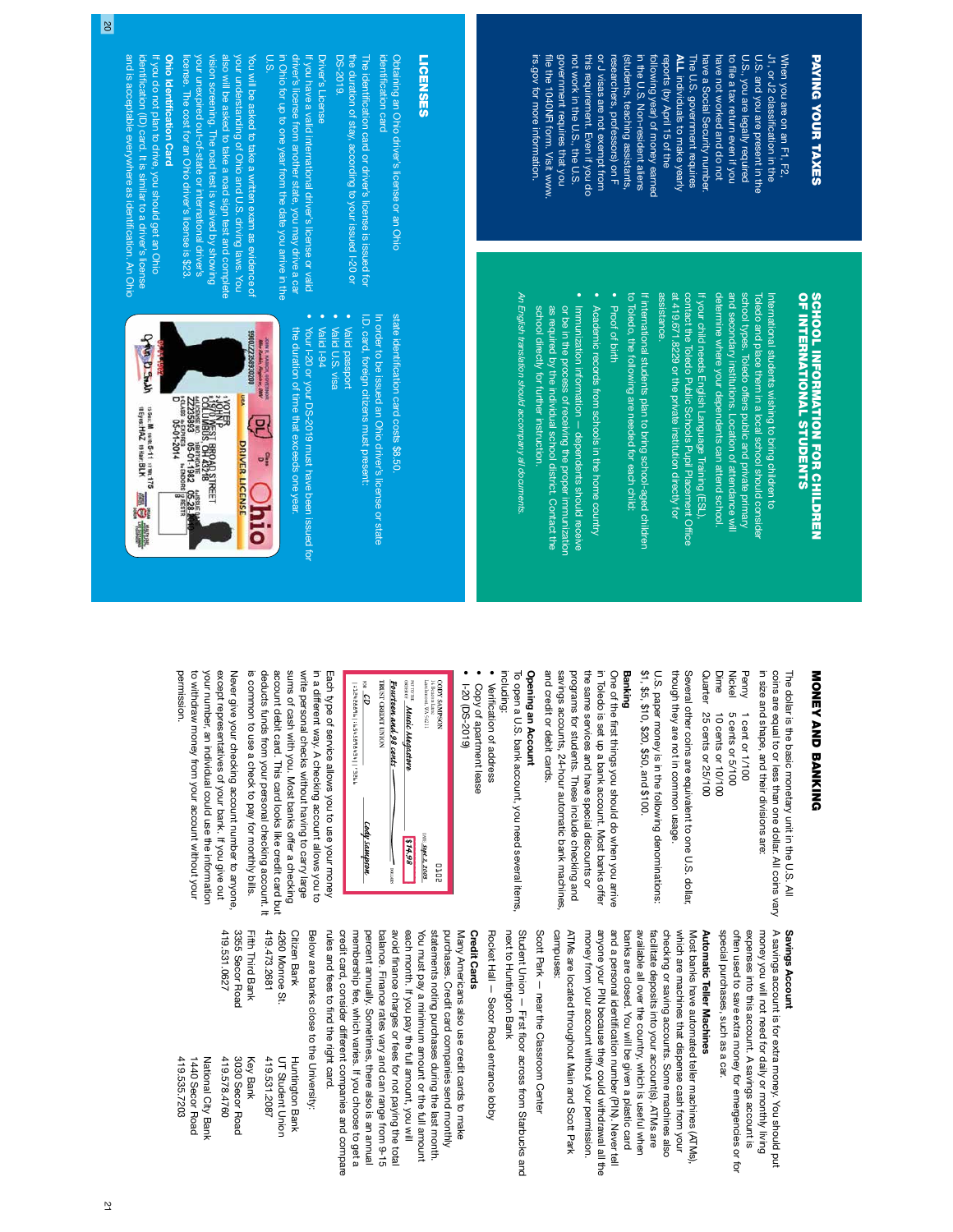## PAYING YOUR TAXES

When you are on an F1, F2, J1, or J2 classification in the U.S. and you are present in the U.S., you are legally required to file a tax return even if you have not worked and do not have a Social Security number. The U.S. government requires ALL individuals to make yearly reports (by April 15 of the following year) of money earned in the U.S. Non-resident aliens (students, teaching assistants, researchers, professors) on F or J visas are not exempt from this requirement. Even if you do not work in the U.S., the U.S. government requires that you file the 1040NR form. Visit www.irs.gov for more information.

## SCHOOL INFORMATION FOR CHILDREN OF INTERNATIONAL STUDENTS

International students wishing to bring children to Toledo and place them in a local school should consider school types. Toledo offers public and private primary and secondary institutions. Location of attendance will determine where your dependents can attend school.

If your child needs English Language Training (ESL), contact the Toledo Public Schools Pupil Placement Office at 419.671.8229 or the private institution directly for assistance.

If international students plan to bring school-aged children to Toledo, the following are needed for each child:

- Proof of birth
- Academic records from schools in the home country
- Immunization information – dependents should receive or be in the process of receiving the proper immunization as required by the individual school district. Contact the school directly for further instruction.

*An English translation should accompany all documents.*

## LICENSES

Obtaining an Ohio driver's license or an Ohio identification card

The identification card or driver's license is issued for the duration of stay, according to your issued I-20 or DS-2019.

Driver's License

If you have a valid international driver's license or valid driver's license from another state, you may drive a car in Ohio for up to one year from the date you arrive in the U.S.

You will be asked to take a written exam as evidence of your understanding of Ohio and U.S. driving laws. You also will be asked to take a road sign test and complete vision screening. The road test is waived by showing your unexpired out-of-state or international driver's license. The cost for an Ohio driver's license is $23.

**Ohio Identification Card**

If you do not plan to drive, you should get an Ohio identification (ID) card. It is similar to a driver's license and is acceptable everywhere as identification. An Ohio state identification card costs $8.50.

In order to be issued an Ohio driver's license or state I.D. card, foreign citizens must present:

- Valid passport
- Valid U.S. visa
- Valid I-94
- Your I-20 or your DS-2019 must have been issued for the duration of time that exceeds one year.

## MONEY AND BANKING

The dollar is the basic monetary unit in the U.S. All coins are equal to or less than one dollar. All coins vary in size and shape, and their divisions are:

Penny 1 cent or 1/100
Nickel 5 cents or 5/100
Dime 10 cents or 10/100
Quarter 25 cents or 25/100

Several other coins are equivalent to one U.S. dollar, though they are not in common usage.

U.S. paper money is in the following denominations: $1, $5, $10, $20, $50, and $100.

**Banking**

One of the first things you should do when you arrive in Toledo is set up a bank account. Most banks offer the same services and have special discounts or programs for students. These include checking and savings accounts, 24-hour automatic bank machines, and credit or debit cards.

**Opening an Account**

To open a U.S. bank account, you need several items, including:

- Verification of address
- Copy of apartment lease
- I-20 (DS-2019)

Each type of service allows you to use your money in a different way. A checking account allows you to write personal checks without having to carry large sums of cash with you. Most banks offer a checking account debit card. This card looks like credit card but deducts funds from your personal checking account. It is common to use a check to pay for monthly bills.

Never give your checking account number to anyone, except representatives of your bank. If you give out your number, an individual could use the information to withdraw money from your account without your permission.

**Savings Account**

A savings account is for extra money. You should put money you will not need for daily or monthly living expenses into this account. A savings account is often used to save extra money for emergencies or for special purchases, such as a car.

**Automatic Teller Machines**

Most banks have automated teller machines (ATMs), which are machines that dispense cash from your checking or saving accounts. Some machines also facilitate deposits into your account(s). ATMs are available all over the country, which is useful when banks are closed. You will be given a plastic card and a personal identification number (PIN). Never tell anyone your PIN because they could withdrawal all the money from your account without your permission.

ATMs are located throughout Main and Scott Park campuses:

Scott Park – near the Classroom Center

Student Union – First floor across from Starbucks and next to Huntington Bank

Rocket Hall – Secor Road entrance lobby

**Credit Cards**

Many Americans also use credit cards to make purchases. Credit card companies send monthly statements noting purchases during the last month. You must pay a minimum amount or the full amount each month. If you pay the full amount, you will avoid finance charges or fees for not paying the total balance. Finance rates vary and can range from 9-15 percent annually. Sometimes, there also is an annual membership fee, which varies. If you choose to get a credit card, consider different companies and compare rules and fees to find the right card.

Below are banks close to the University:

| | |
|---|---|
| Citizen Bank<br>4260 Monroe St.<br>419.473.2681 | Huntington Bank<br>UT Student Union<br>419.531.2087 |
| Fifth Third Bank<br>3355 Secor Road<br>419.531.0627 | Key Bank<br>3030 Secor Road<br>419.578.4760 |
| | National City Bank<br>1440 Secor Road<br>419.535.7203 |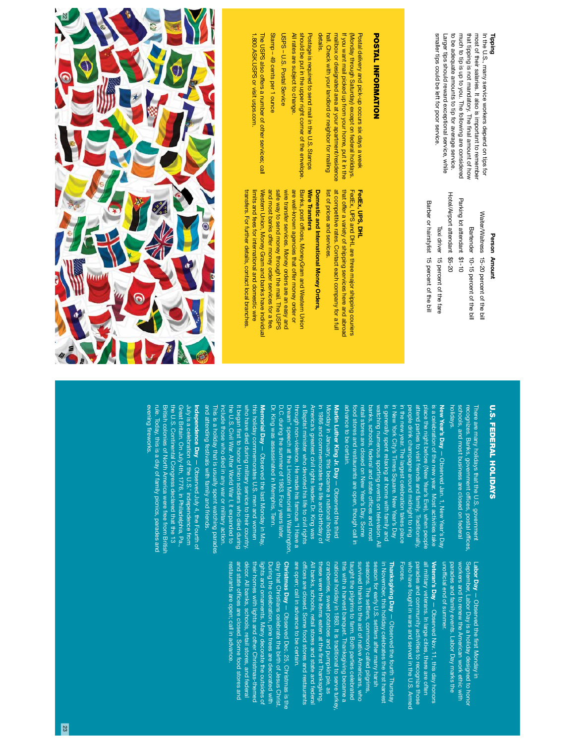**Tipping**

In the U.S., many service workers depend on tips for most of their salaries. It also is important to remember that tipping is not mandatory. The final amount of how much to tip is up to you. The following are considered to be adequate amounts to tip for average service. Larger tips should reward exceptional service, while smaller tips could be left for poor service.

| Person | Amount |
|---|---|
| Waiter/Waitress | 15-20 percent of the bill |
| Bartender | 10-15 percent of the bill |
| Parking lot attendant | $1-10 |
| Hotel/Airport attendant | $5-20 |
| Taxi driver | 15 percent of the fare |
| Barber or hairstylist | 15 percent of the bill |

## POSTAL INFORMATION

Postal delivery and pick-up occurs six days a week (Monday through Saturday) except on federal holidays. If you want mail picked up from your home, put it in the mailbox or designated area at your apartment/residence hall. Check with your landlord or neighbor for mailing details.

Postage is required to send mail in the U.S. Stamps should be put in the upper right corner of the envelope. All rates are subject to change.

USPS – U.S. Postal Service

Stamp – 49 cents per 1 ounce

The USPS also offers a number of other services; call 1.800.ASK.USPS or visit usps.com.

**FedEx, UPS, DHL**

FedEx, UPS and DHL are three major shipping couriers that offer a variety of shipping services here and abroad at competitive rates. Contact each company for a full list of prices and services.

**Domestic and International Money Orders, Wire Transfers**

Banks, post offices, MoneyGram and Western Union are well-known agencies that offer money order or wire transfer services. Money orders are an easy and safe way to send money through the mail. The USPS and most banks offer money order services for a fee. Western Union, Money Gram and banks have individual limits and fees for international and domestic wire transfers. For further details, contact local branches.

## U.S. FEDERAL HOLIDAYS

There are many holidays that the U.S. government recognizes. Banks, government offices, postal offices, schools, and most business are closed on federal holidays.

**New Year's Day** — Observed Jan. 1, New Year's Day is a celebration of the new year. Most activities take place the night before (New Year's Eve), when people attend parties to visit friends and family. Traditionally, people drink champagne around midnight to ring in the new year. The largest celebration takes place in New York City's Times Square. New Year's Day is generally spent relaxing at home with family and watching numerous sporting events on television. All banks, schools, federal and state offices and most retail stores are closed on New Year's Day. Some food stores and restaurants are open, though call in advance to be certain.

**Martin Luther King Jr. Day** — Observed the third Monday in January, this became a national holiday in 1986 and commemorates the life and birthday of America's greatest civil rights leader. Dr. King was a Baptist minister who devoted his life to civil rights through non-violence. He made his famous "I Have a Dream" speech at the Lincoln Memorial in Washington, D.C. during the summer of 1963. Four years later, Dr. King was assassinated in Memphis, Tenn.

**Memorial Day** — Observed the last Monday in May, this holiday commemorates U.S. men and women who have died during military service to their country. It began first to honor Union soldiers who died during the U.S. Civil War. After World War I, it expanded to include those who died in any war or military action. This is a holiday that is usually spent watching parades and attending festivals with family and friends.

**Independence Day** — Observed July 4, the Fourth of July is a celebration of the U.S.' independence from Great Britain. On July 4th, 1776, in Philadelphia, Pa., the U.S. Continental Congress declared that the 13 British colonies of North America were free from British rule. Today, this is a day of family picnics, parades and evening fireworks.

**Labor Day** — Observed the first Monday in September, Labor Day is a holiday designed to honor workers and to renew the American work ethic with parades and family events. Labor Day marks the unofficial end of summer.

**Veteran's Day** — Observed Nov. 11, this day honors all military veterans. In large cities, there are often parades and community activities to recognize those who have fought in wars and served in the U.S. Armed Forces.

**Thanksgiving Day** — Observed the fourth Thursday in November, this holiday celebrates the first harvest season for early U.S. settlers after many harsh seasons. The settlers, commonly called pilgrims, survived thanks to the aid of native Americans, who taught the pilgrims to farm. Both parties celebrated this with a harvest banquet. Thanksgiving became a national holiday in 1863. It is traditional to serve turkey, cranberries, sweet potatoes and pumpkin pie, as these were the items eaten at the first Thanksgiving. All banks, schools, retail stores and state and federal offices are closed. Some food stores and restaurants are open; call in advance to be certain.

**Christmas Day** — Observed Dec. 25, Christmas is the day that Christians celebrate the birth of Jesus Christ. During the celebration, pine trees are decorated with lights and ornaments. Many decorate the outsides of their homes with lights and other Christmas-themed décor. All banks, schools, retail stores, and federal and state offices are closed. Some food stores and restaurants are open; call in advance.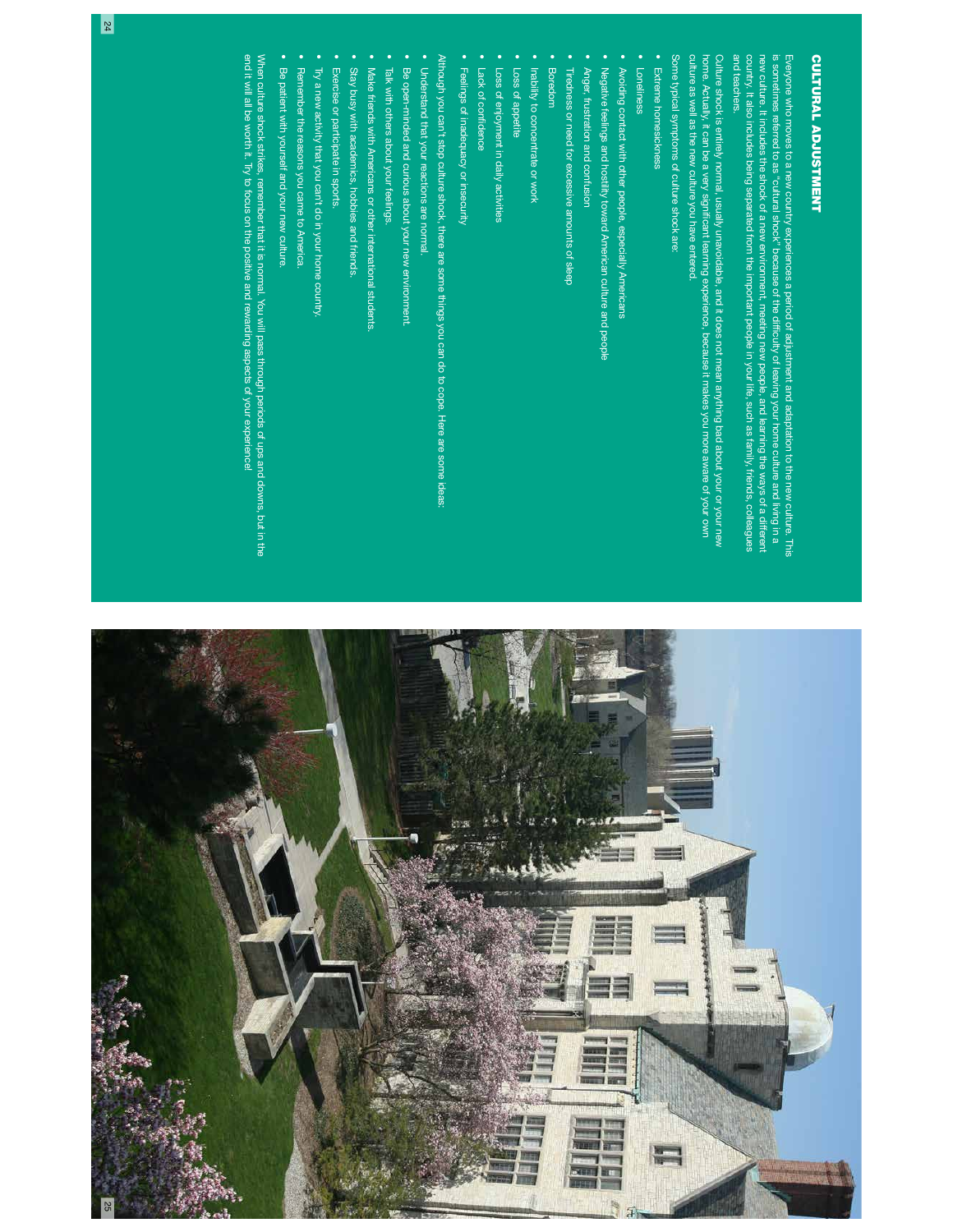# CULTURAL ADJUSTMENT

Everyone who moves to a new country experiences a period of adjustment and adaptation to the new culture. This is sometimes referred to as "cultural shock" because of the difficulty of leaving your home culture and living in a new culture. It includes the shock of a new environment, meeting new people, and learning the ways of a different country. It also includes being separated from the important people in your life, such as family, friends, colleagues and teachers.

Culture shock is entirely normal, usually unavoidable, and it does not mean anything bad about your or your new home. Actually, it can be a very significant learning experience, because it makes you more aware of your own culture as well as the new culture you have entered.

Some typical symptoms of culture shock are:

- Extreme homesickness
- Loneliness
- Avoiding contact with other people, especially Americans
- Negative feelings and hostility toward American culture and people
- Anger, frustration and confusion
- Tiredness or need for excessive amounts of sleep
- Boredom
- Inability to concentrate or work
- Loss of appetite
- Loss of enjoyment in daily activities
- Lack of confidence
- Feelings of inadequacy or insecurity

Although you can't stop culture shock, there are some things you can do to cope. Here are some ideas:

- Understand that your reactions are normal.
- Be open-minded and curious about your new environment.
- Talk with others about your feelings.
- Make friends with Americans or other international students.
- Stay busy with academics, hobbies and friends.
- Exercise or participate in sports.
- Try a new activity that you can't do in your home country.
- Remember the reasons you came to America.
- Be patient with yourself and your new culture.

When culture shock strikes, remember that it is normal. You will pass through periods of ups and downs, but in the end it will all be worth it. Try to focus on the positive and rewarding aspects of your experience!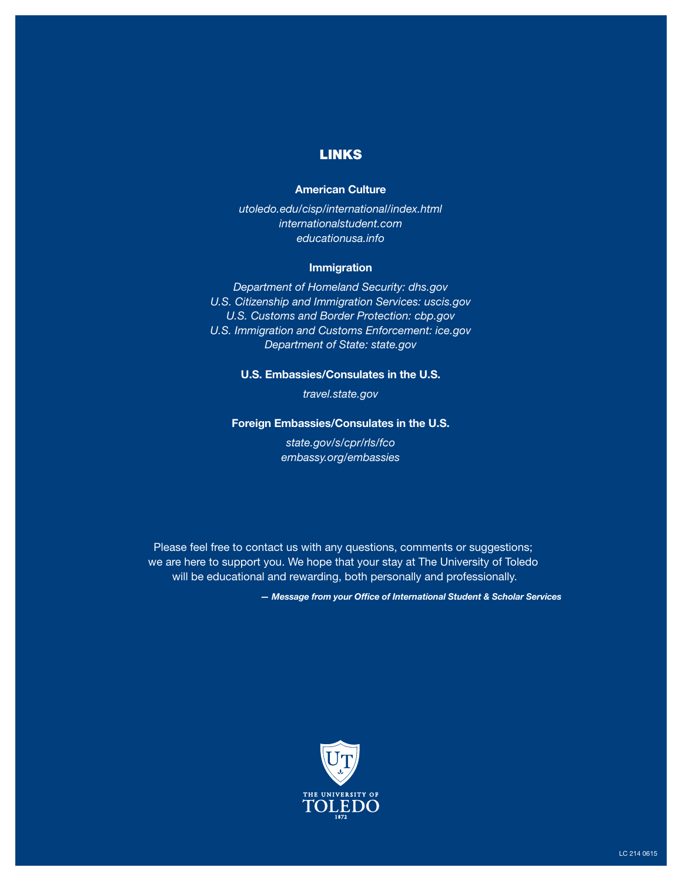## LINKS

### American Culture

*utoledo.edu/cisp/international/index.html*
*internationalstudent.com*
*educationusa.info*

### Immigration

*Department of Homeland Security: dhs.gov*
*U.S. Citizenship and Immigration Services: uscis.gov*
*U.S. Customs and Border Protection: cbp.gov*
*U.S. Immigration and Customs Enforcement: ice.gov*
*Department of State: state.gov*

### U.S. Embassies/Consulates in the U.S.

*travel.state.gov*

### Foreign Embassies/Consulates in the U.S.

*state.gov/s/cpr/rls/fco*
*embassy.org/embassies*

Please feel free to contact us with any questions, comments or suggestions; we are here to support you. We hope that your stay at The University of Toledo will be educational and rewarding, both personally and professionally.

***— Message from your Office of International Student & Scholar Services***

THE UNIVERSITY OF TOLEDO 1872

LC 214 0615